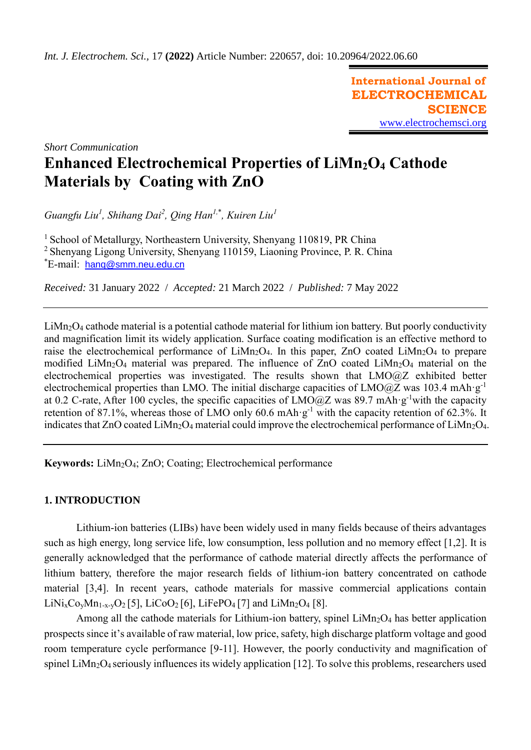*Int. J. Electrochem. Sci.,* 17 **(2022)** Article Number: 220657, doi: 10.20964/2022.06.60

**International Journal of ELECTROCHEMICAL SCIENCE**
www.electrochemsci.org

*Short Communication*

# Enhanced Electrochemical Properties of $LiMn_2O_4$ Cathode Materials by Coating with ZnO

*Guangfu Liu[1], Shihang Dai[2], Qing Han[1,*], Kuiren Liu[1]*

[1] School of Metallurgy, Northeastern University, Shenyang 110819, PR China
[2] Shenyang Ligong University, Shenyang 110159, Liaoning Province, P. R. China
[*]E-mail: hanq@smm.neu.edu.cn

*Received:* 31 January 2022 / *Accepted:* 21 March 2022 / *Published:* 7 May 2022

---

$LiMn_2O_4$ cathode material is a potential cathode material for lithium ion battery. But poorly conductivity and magnification limit its widely application. Surface coating modification is an effective method to raise the electrochemical performance of $LiMn_2O_4$. In this paper, ZnO coated $LiMn_2O_4$ to prepare modified $LiMn_2O_4$ material was prepared. The influence of ZnO coated $LiMn_2O_4$ material on the electrochemical properties was investigated. The results shown that LMO@Z exhibited better electrochemical properties than LMO. The initial discharge capacities of LMO@Z was 103.4 $mAh \cdot g^{-1}$ at 0.2 C-rate, After 100 cycles, the specific capacities of LMO@Z was 89.7 $mAh \cdot g^{-1}$with the capacity retention of 87.1%, whereas those of LMO only 60.6 $mAh \cdot g^{-1}$ with the capacity retention of 62.3%. It indicates that ZnO coated $LiMn_2O_4$ material could improve the electrochemical performance of $LiMn_2O_4$.

---

**Keywords:** $LiMn_2O_4$; ZnO; Coating; Electrochemical performance

## 1. INTRODUCTION

Lithium-ion batteries (LIBs) have been widely used in many fields because of theirs advantages such as high energy, long service life, low consumption, less pollution and no memory effect [1,2]. It is generally acknowledged that the performance of cathode material directly affects the performance of lithium battery, therefore the major research fields of lithium-ion battery concentrated on cathode material [3,4]. In recent years, cathode materials for massive commercial applications contain $LiNi_xCo_yMn_{1-x-y}O_2$ [5], $LiCoO_2$ [6], $LiFePO_4$ [7] and $LiMn_2O_4$ [8].

Among all the cathode materials for Lithium-ion battery, spinel $LiMn_2O_4$ has better application prospects since it's available of raw material, low price, safety, high discharge platform voltage and good room temperature cycle performance [9-11]. However, the poorly conductivity and magnification of spinel $LiMn_2O_4$ seriously influences its widely application [12]. To solve this problems, researchers used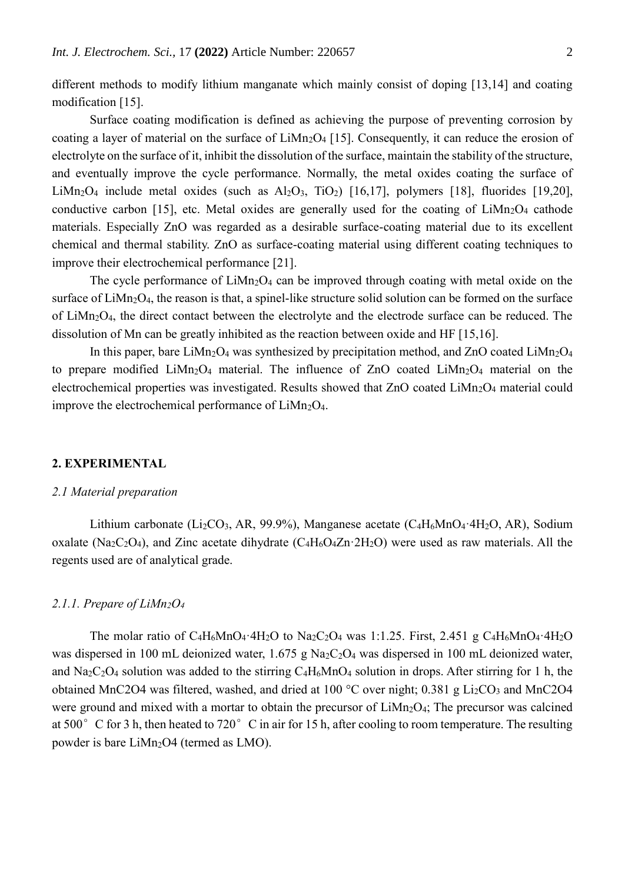different methods to modify lithium manganate which mainly consist of doping [13,14] and coating modification [15].

Surface coating modification is defined as achieving the purpose of preventing corrosion by coating a layer of material on the surface of $LiMn_2O_4$ [15]. Consequently, it can reduce the erosion of electrolyte on the surface of it, inhibit the dissolution of the surface, maintain the stability of the structure, and eventually improve the cycle performance. Normally, the metal oxides coating the surface of $LiMn_2O_4$ include metal oxides (such as $Al_2O_3$, $TiO_2$) [16,17], polymers [18], fluorides [19,20], conductive carbon [15], etc. Metal oxides are generally used for the coating of $LiMn_2O_4$ cathode materials. Especially ZnO was regarded as a desirable surface-coating material due to its excellent chemical and thermal stability. ZnO as surface-coating material using different coating techniques to improve their electrochemical performance [21].

The cycle performance of $LiMn_2O_4$ can be improved through coating with metal oxide on the surface of $LiMn_2O_4$, the reason is that, a spinel-like structure solid solution can be formed on the surface of $LiMn_2O_4$, the direct contact between the electrolyte and the electrode surface can be reduced. The dissolution of Mn can be greatly inhibited as the reaction between oxide and HF [15,16].

In this paper, bare $LiMn_2O_4$ was synthesized by precipitation method, and ZnO coated $LiMn_2O_4$ to prepare modified $LiMn_2O_4$ material. The influence of ZnO coated $LiMn_2O_4$ material on the electrochemical properties was investigated. Results showed that ZnO coated $LiMn_2O_4$ material could improve the electrochemical performance of $LiMn_2O_4$.

## 2. EXPERIMENTAL

### *2.1 Material preparation*

Lithium carbonate ($Li_2CO_3$, AR, 99.9%), Manganese acetate ($C_4H_6MnO_4 \cdot 4H_2O$, AR), Sodium oxalate ($Na_2C_2O_4$), and Zinc acetate dihydrate ($C_4H_6O_4Zn \cdot 2H_2O$) were used as raw materials. All the regents used are of analytical grade.

#### *2.1.1. Prepare of $LiMn_2O_4$*

The molar ratio of $C_4H_6MnO_4 \cdot 4H_2O$ to $Na_2C_2O_4$ was 1:1.25. First, 2.451 g $C_4H_6MnO_4 \cdot 4H_2O$ was dispersed in 100 mL deionized water, 1.675 g $Na_2C_2O_4$ was dispersed in 100 mL deionized water, and $Na_2C_2O_4$ solution was added to the stirring $C_4H_6MnO_4$ solution in drops. After stirring for 1 h, the obtained $MnC_2O_4$ was filtered, washed, and dried at 100 °C over night; 0.381 g $Li_2CO_3$ and $MnC_2O_4$ were ground and mixed with a mortar to obtain the precursor of $LiMn_2O_4$; The precursor was calcined at 500° C for 3 h, then heated to 720° C in air for 15 h, after cooling to room temperature. The resulting powder is bare $LiMn_2O_4$ (termed as LMO).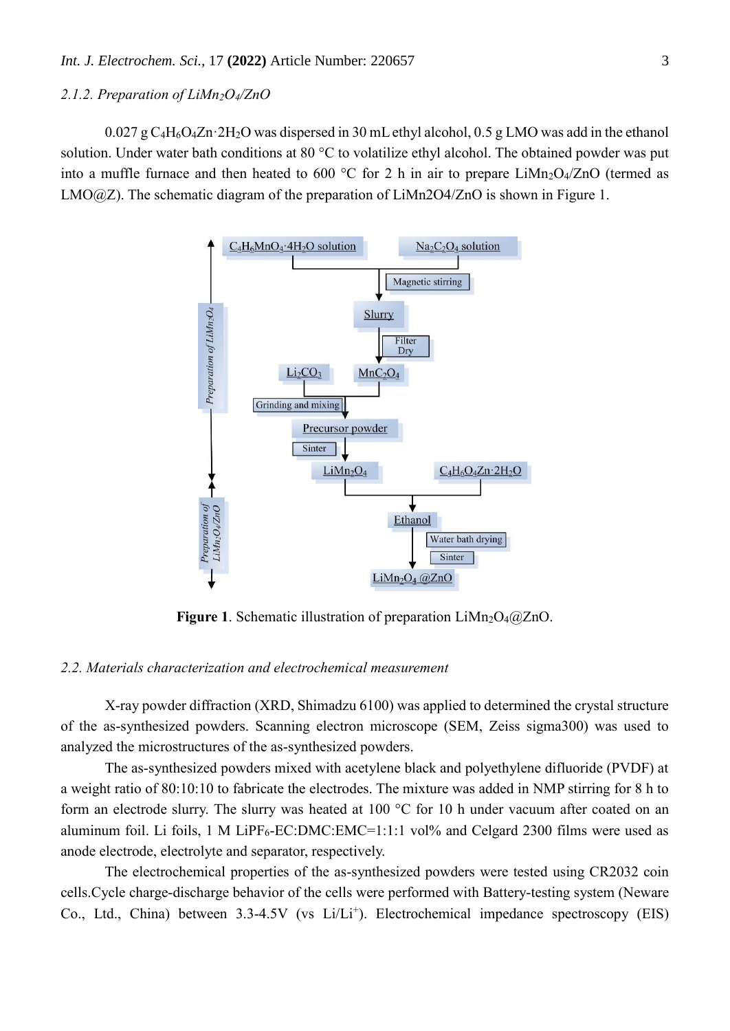### 2.1.2. Preparation of $LiMn_2O_4$/ZnO

0.027 g $C_4H_6O_4Zn{\cdot}2H_2O$ was dispersed in 30 mL ethyl alcohol, 0.5 g LMO was add in the ethanol solution. Under water bath conditions at 80 °C to volatilize ethyl alcohol. The obtained powder was put into a muffle furnace and then heated to 600 °C for 2 h in air to prepare $LiMn_2O_4$/ZnO (termed as LMO@Z). The schematic diagram of the preparation of LiMn2O4/ZnO is shown in Figure 1.

**Figure 1**. Schematic illustration of preparation $LiMn_2O_4$@ZnO.

## 2.2. Materials characterization and electrochemical measurement

X-ray powder diffraction (XRD, Shimadzu 6100) was applied to determined the crystal structure of the as-synthesized powders. Scanning electron microscope (SEM, Zeiss sigma300) was used to analyzed the microstructures of the as-synthesized powders.

The as-synthesized powders mixed with acetylene black and polyethylene difluoride (PVDF) at a weight ratio of 80:10:10 to fabricate the electrodes. The mixture was added in NMP stirring for 8 h to form an electrode slurry. The slurry was heated at 100 °C for 10 h under vacuum after coated on an aluminum foil. Li foils, 1 M $LiPF_6$-EC:DMC:EMC=1:1:1 vol% and Celgard 2300 films were used as anode electrode, electrolyte and separator, respectively.

The electrochemical properties of the as-synthesized powders were tested using CR2032 coin cells.Cycle charge-discharge behavior of the cells were performed with Battery-testing system (Neware Co., Ltd., China) between 3.3-4.5V (vs $Li/Li^+$). Electrochemical impedance spectroscopy (EIS)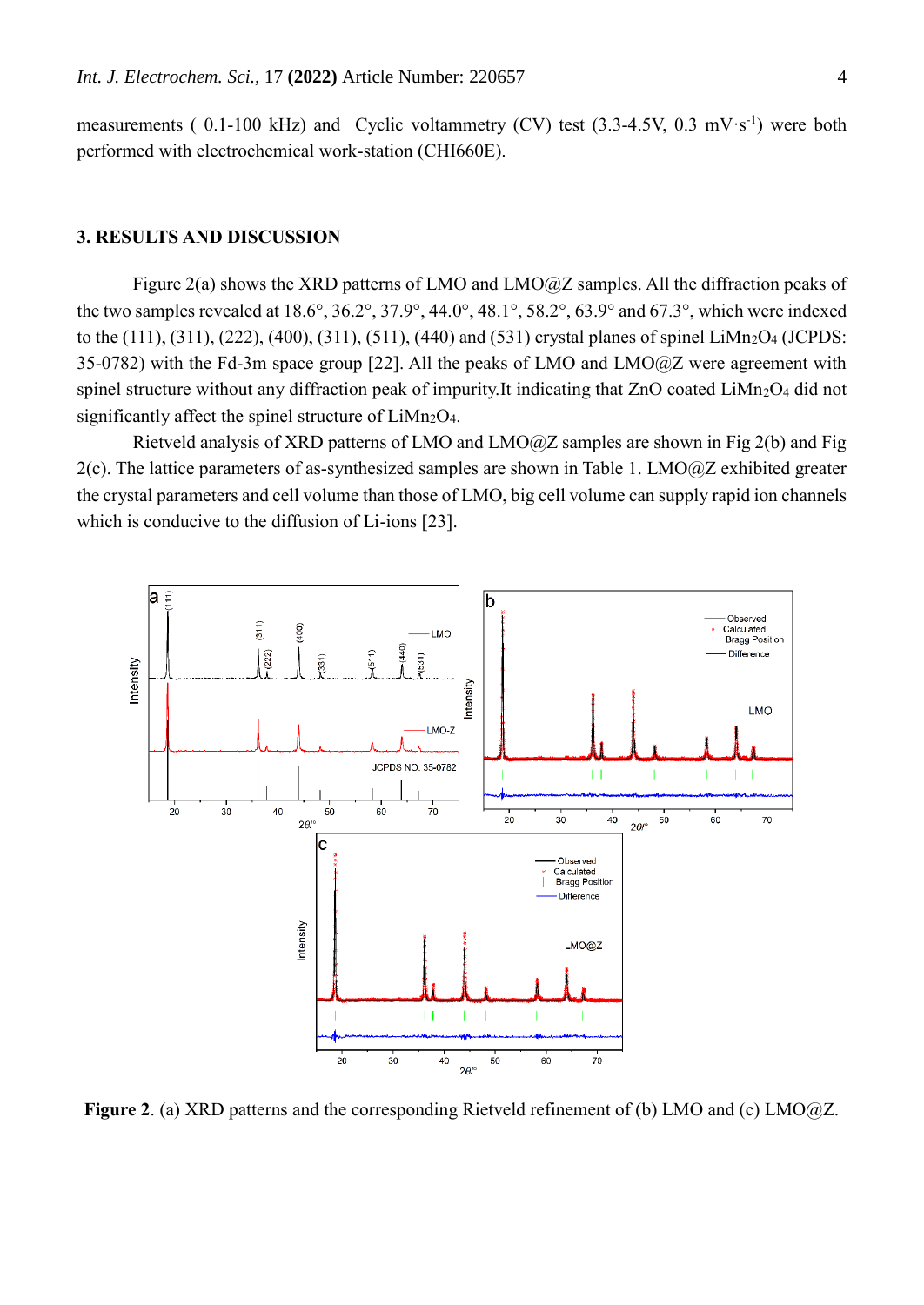measurements ( 0.1-100 kHz) and  Cyclic voltammetry (CV) test (3.3-4.5V, 0.3 mV·s$^{-1}$) were both performed with electrochemical work-station (CHI660E).

## 3. RESULTS AND DISCUSSION

Figure 2(a) shows the XRD patterns of LMO and LMO@Z samples. All the diffraction peaks of the two samples revealed at 18.6°, 36.2°, 37.9°, 44.0°, 48.1°, 58.2°, 63.9° and 67.3°, which were indexed to the (111), (311), (222), (400), (311), (511), (440) and (531) crystal planes of spinel $LiMn_2O_4$ (JCPDS: 35-0782) with the Fd-3m space group [22]. All the peaks of LMO and LMO@Z were agreement with spinel structure without any diffraction peak of impurity.It indicating that ZnO coated $LiMn_2O_4$ did not significantly affect the spinel structure of $LiMn_2O_4$.

Rietveld analysis of XRD patterns of LMO and LMO@Z samples are shown in Fig 2(b) and Fig 2(c). The lattice parameters of as-synthesized samples are shown in Table 1. LMO@Z exhibited greater the crystal parameters and cell volume than those of LMO, big cell volume can supply rapid ion channels which is conducive to the diffusion of Li-ions [23].

**Figure 2**. (a) XRD patterns and the corresponding Rietveld refinement of (b) LMO and (c) LMO@Z.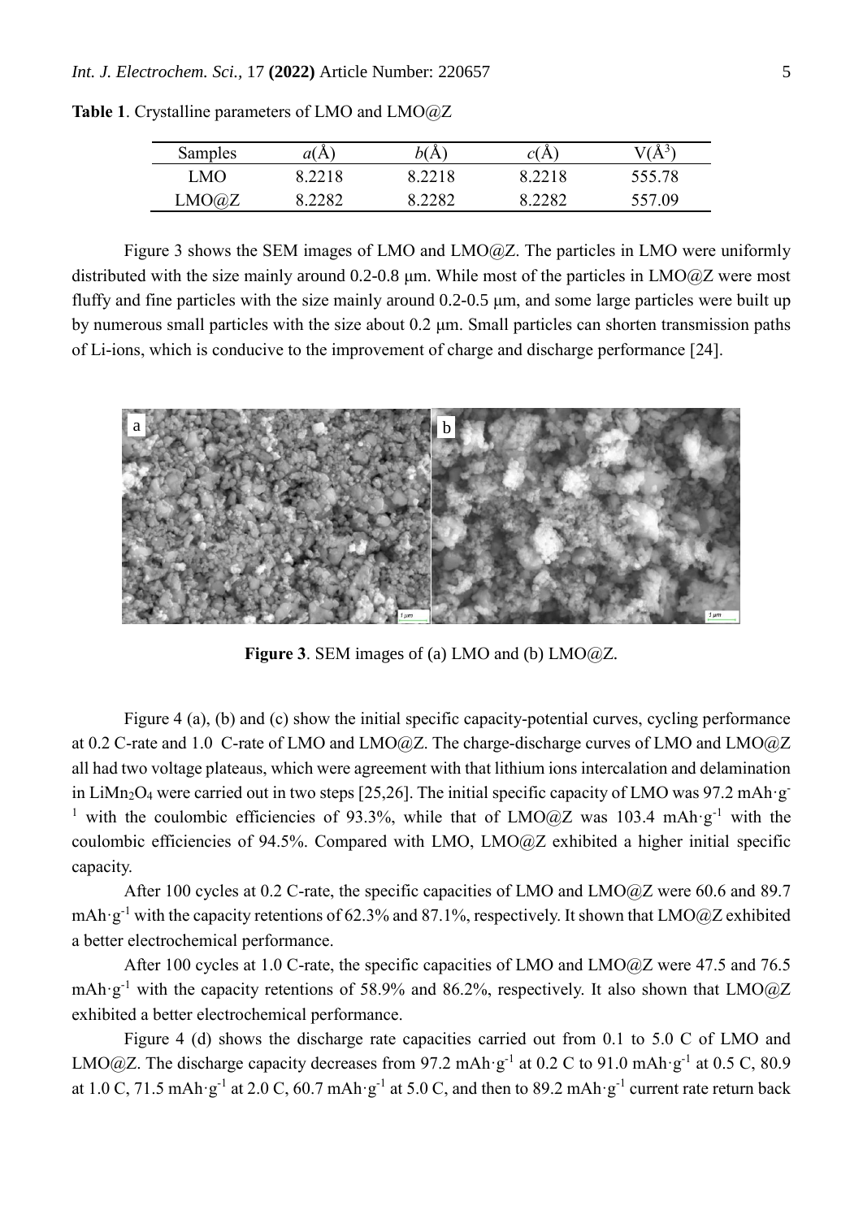**Table 1**. Crystalline parameters of LMO and LMO@Z

| Samples | *a*(Å) | *b*(Å) | *c*(Å) | V(Å$^3$) |
|---|---|---|---|---|
| LMO | 8.2218 | 8.2218 | 8.2218 | 555.78 |
| LMO@Z | 8.2282 | 8.2282 | 8.2282 | 557.09 |

Figure 3 shows the SEM images of LMO and LMO@Z. The particles in LMO were uniformly distributed with the size mainly around 0.2-0.8 μm. While most of the particles in LMO@Z were most fluffy and fine particles with the size mainly around 0.2-0.5 μm, and some large particles were built up by numerous small particles with the size about 0.2 μm. Small particles can shorten transmission paths of Li-ions, which is conducive to the improvement of charge and discharge performance [24].

**Figure 3**. SEM images of (a) LMO and (b) LMO@Z.

Figure 4 (a), (b) and (c) show the initial specific capacity-potential curves, cycling performance at 0.2 C-rate and 1.0 C-rate of LMO and LMO@Z. The charge-discharge curves of LMO and LMO@Z all had two voltage plateaus, which were agreement with that lithium ions intercalation and delamination in $LiMn_2O_4$ were carried out in two steps [25,26]. The initial specific capacity of LMO was 97.2 mAh·g$^{-1}$ with the coulombic efficiencies of 93.3%, while that of LMO@Z was 103.4 mAh·g$^{-1}$ with the coulombic efficiencies of 94.5%. Compared with LMO, LMO@Z exhibited a higher initial specific capacity.

After 100 cycles at 0.2 C-rate, the specific capacities of LMO and LMO@Z were 60.6 and 89.7 mAh·g$^{-1}$ with the capacity retentions of 62.3% and 87.1%, respectively. It shown that LMO@Z exhibited a better electrochemical performance.

After 100 cycles at 1.0 C-rate, the specific capacities of LMO and LMO@Z were 47.5 and 76.5 mAh·g$^{-1}$ with the capacity retentions of 58.9% and 86.2%, respectively. It also shown that LMO@Z exhibited a better electrochemical performance.

Figure 4 (d) shows the discharge rate capacities carried out from 0.1 to 5.0 C of LMO and LMO@Z. The discharge capacity decreases from 97.2 mAh·g$^{-1}$ at 0.2 C to 91.0 mAh·g$^{-1}$ at 0.5 C, 80.9 at 1.0 C, 71.5 mAh·g$^{-1}$ at 2.0 C, 60.7 mAh·g$^{-1}$ at 5.0 C, and then to 89.2 mAh·g$^{-1}$ current rate return back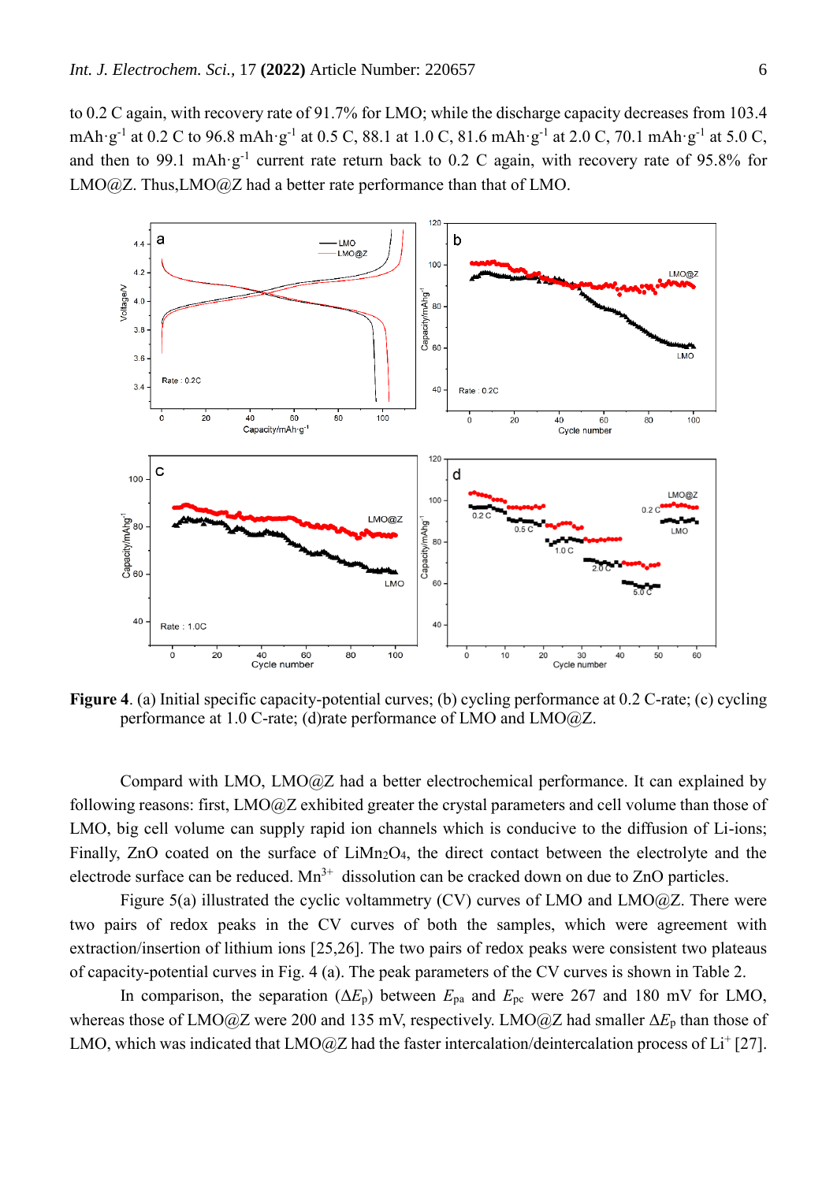to 0.2 C again, with recovery rate of 91.7% for LMO; while the discharge capacity decreases from 103.4 mAh·g$^{-1}$ at 0.2 C to 96.8 mAh·g$^{-1}$ at 0.5 C, 88.1 at 1.0 C, 81.6 mAh·g$^{-1}$ at 2.0 C, 70.1 mAh·g$^{-1}$ at 5.0 C, and then to 99.1 mAh·g$^{-1}$ current rate return back to 0.2 C again, with recovery rate of 95.8% for LMO@Z. Thus,LMO@Z had a better rate performance than that of LMO.

**Figure 4**. (a) Initial specific capacity-potential curves; (b) cycling performance at 0.2 C-rate; (c) cycling performance at 1.0 C-rate; (d)rate performance of LMO and LMO@Z.

Compard with LMO, LMO@Z had a better electrochemical performance. It can explained by following reasons: first, LMO@Z exhibited greater the crystal parameters and cell volume than those of LMO, big cell volume can supply rapid ion channels which is conducive to the diffusion of Li-ions; Finally, ZnO coated on the surface of $LiMn_2O_4$, the direct contact between the electrolyte and the electrode surface can be reduced. $Mn^{3+}$ dissolution can be cracked down on due to ZnO particles.

Figure 5(a) illustrated the cyclic voltammetry (CV) curves of LMO and LMO@Z. There were two pairs of redox peaks in the CV curves of both the samples, which were agreement with extraction/insertion of lithium ions [25,26]. The two pairs of redox peaks were consistent two plateaus of capacity-potential curves in Fig. 4 (a). The peak parameters of the CV curves is shown in Table 2.

In comparison, the separation ($\Delta E_p$) between $E_{pa}$ and $E_{pc}$ were 267 and 180 mV for LMO, whereas those of LMO@Z were 200 and 135 mV, respectively. LMO@Z had smaller $\Delta E_p$ than those of LMO, which was indicated that LMO@Z had the faster intercalation/deintercalation process of $Li^+$ [27].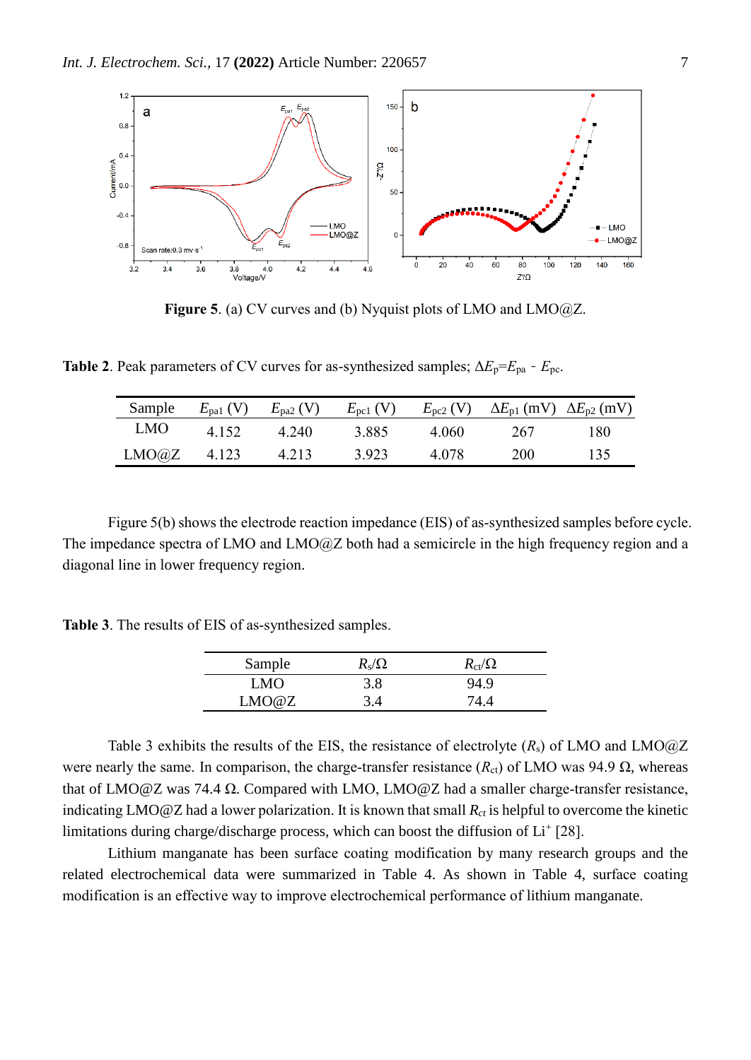**Figure 5**. (a) CV curves and (b) Nyquist plots of LMO and LMO@Z.

**Table 2**. Peak parameters of CV curves for as-synthesized samples; $\Delta E_p=E_{pa} - E_{pc}$.

| Sample | $E_{pa1}$ (V) | $E_{pa2}$ (V) | $E_{pc1}$ (V) | $E_{pc2}$ (V) | $\Delta E_{p1}$ (mV) | $\Delta E_{p2}$ (mV) |
|---|---|---|---|---|---|---|
| LMO | 4.152 | 4.240 | 3.885 | 4.060 | 267 | 180 |
| LMO@Z | 4.123 | 4.213 | 3.923 | 4.078 | 200 | 135 |

Figure 5(b) shows the electrode reaction impedance (EIS) of as-synthesized samples before cycle. The impedance spectra of LMO and LMO@Z both had a semicircle in the high frequency region and a diagonal line in lower frequency region.

**Table 3**. The results of EIS of as-synthesized samples.

| Sample | $R_s$/Ω | $R_{ct}$/Ω |
|---|---|---|
| LMO | 3.8 | 94.9 |
| LMO@Z | 3.4 | 74.4 |

Table 3 exhibits the results of the EIS, the resistance of electrolyte ($R_s$) of LMO and LMO@Z were nearly the same. In comparison, the charge-transfer resistance ($R_{ct}$) of LMO was 94.9 Ω, whereas that of LMO@Z was 74.4 Ω. Compared with LMO, LMO@Z had a smaller charge-transfer resistance, indicating LMO@Z had a lower polarization. It is known that small $R_{ct}$ is helpful to overcome the kinetic limitations during charge/discharge process, which can boost the diffusion of $Li^+$ [28].

Lithium manganate has been surface coating modification by many research groups and the related electrochemical data were summarized in Table 4. As shown in Table 4, surface coating modification is an effective way to improve electrochemical performance of lithium manganate.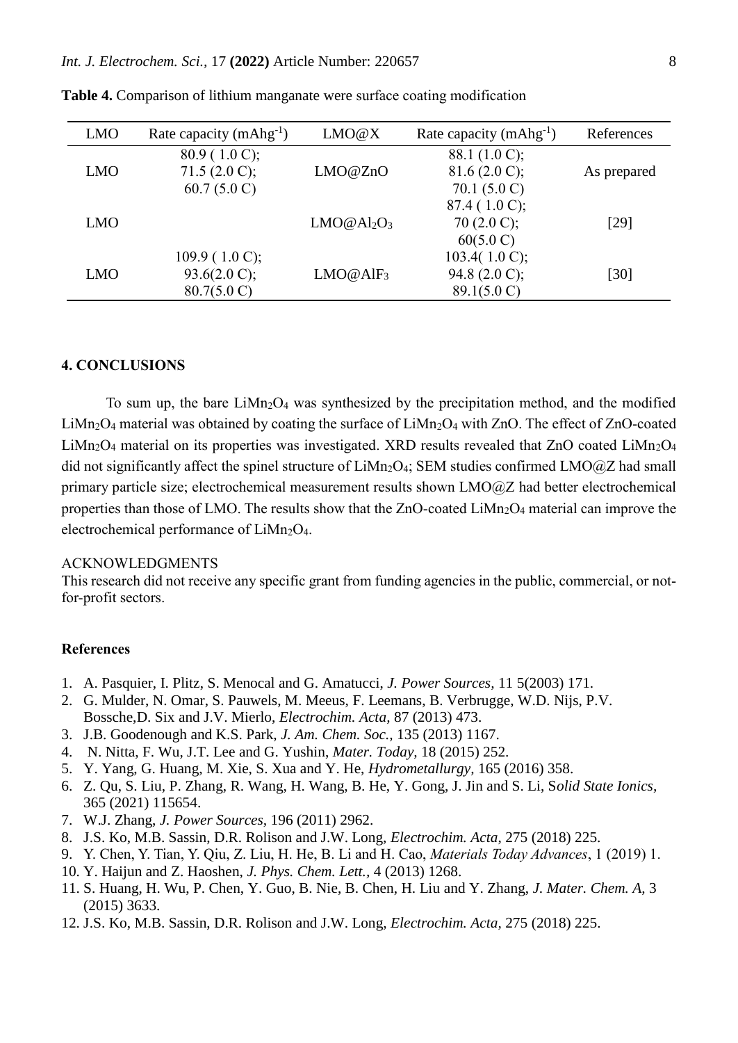**Table 4.** Comparison of lithium manganate were surface coating modification

| LMO | Rate capacity ($mAhg^{-1}$) | LMO@X | Rate capacity ($mAhg^{-1}$) | References |
|---|---|---|---|---|
| LMO | 80.9 ( 1.0 C); 71.5 (2.0 C); 60.7 (5.0 C) | LMO@ZnO | 88.1 (1.0 C); 81.6 (2.0 C); 70.1 (5.0 C) | As prepared |
| LMO | | LMO@$Al_2O_3$ | 87.4 ( 1.0 C); 70 (2.0 C); 60(5.0 C) | [29] |
| LMO | 109.9 ( 1.0 C); 93.6(2.0 C); 80.7(5.0 C) | LMO@$AlF_3$ | 103.4( 1.0 C); 94.8 (2.0 C); 89.1(5.0 C) | [30] |

## 4. CONCLUSIONS

To sum up, the bare $LiMn_2O_4$ was synthesized by the precipitation method, and the modified $LiMn_2O_4$ material was obtained by coating the surface of $LiMn_2O_4$ with ZnO. The effect of ZnO-coated $LiMn_2O_4$ material on its properties was investigated. XRD results revealed that ZnO coated $LiMn_2O_4$ did not significantly affect the spinel structure of $LiMn_2O_4$; SEM studies confirmed LMO@Z had small primary particle size; electrochemical measurement results shown LMO@Z had better electrochemical properties than those of LMO. The results show that the ZnO-coated $LiMn_2O_4$ material can improve the electrochemical performance of $LiMn_2O_4$.

ACKNOWLEDGMENTS

This research did not receive any specific grant from funding agencies in the public, commercial, or not-for-profit sectors.

### References

1. A. Pasquier, I. Plitz, S. Menocal and G. Amatucci, *J. Power Sources,* 11 5(2003) 171.
2. G. Mulder, N. Omar, S. Pauwels, M. Meeus, F. Leemans, B. Verbrugge, W.D. Nijs, P.V. Bossche,D. Six and J.V. Mierlo, *Electrochim. Acta,* 87 (2013) 473.
3. J.B. Goodenough and K.S. Park, *J. Am. Chem. Soc.,* 135 (2013) 1167.
4. N. Nitta, F. Wu, J.T. Lee and G. Yushin, *Mater. Today,* 18 (2015) 252.
5. Y. Yang, G. Huang, M. Xie, S. Xua and Y. He, *Hydrometallurgy,* 165 (2016) 358.
6. Z. Qu, S. Liu, P. Zhang, R. Wang, H. Wang, B. He, Y. Gong, J. Jin and S. Li, S*olid State Ionics,* 365 (2021) 115654.
7. W.J. Zhang, *J. Power Sources,* 196 (2011) 2962.
8. J.S. Ko, M.B. Sassin, D.R. Rolison and J.W. Long, *Electrochim. Acta*, 275 (2018) 225.
9. Y. Chen, Y. Tian, Y. Qiu, Z. Liu, H. He, B. Li and H. Cao, *Materials Today Advances*, 1 (2019) 1.
10. Y. Haijun and Z. Haoshen, *J. Phys. Chem. Lett.,* 4 (2013) 1268.
11. S. Huang, H. Wu, P. Chen, Y. Guo, B. Nie, B. Chen, H. Liu and Y. Zhang, *J. Mater. Chem. A,* 3 (2015) 3633.
12. J.S. Ko, M.B. Sassin, D.R. Rolison and J.W. Long, *Electrochim. Acta,* 275 (2018) 225.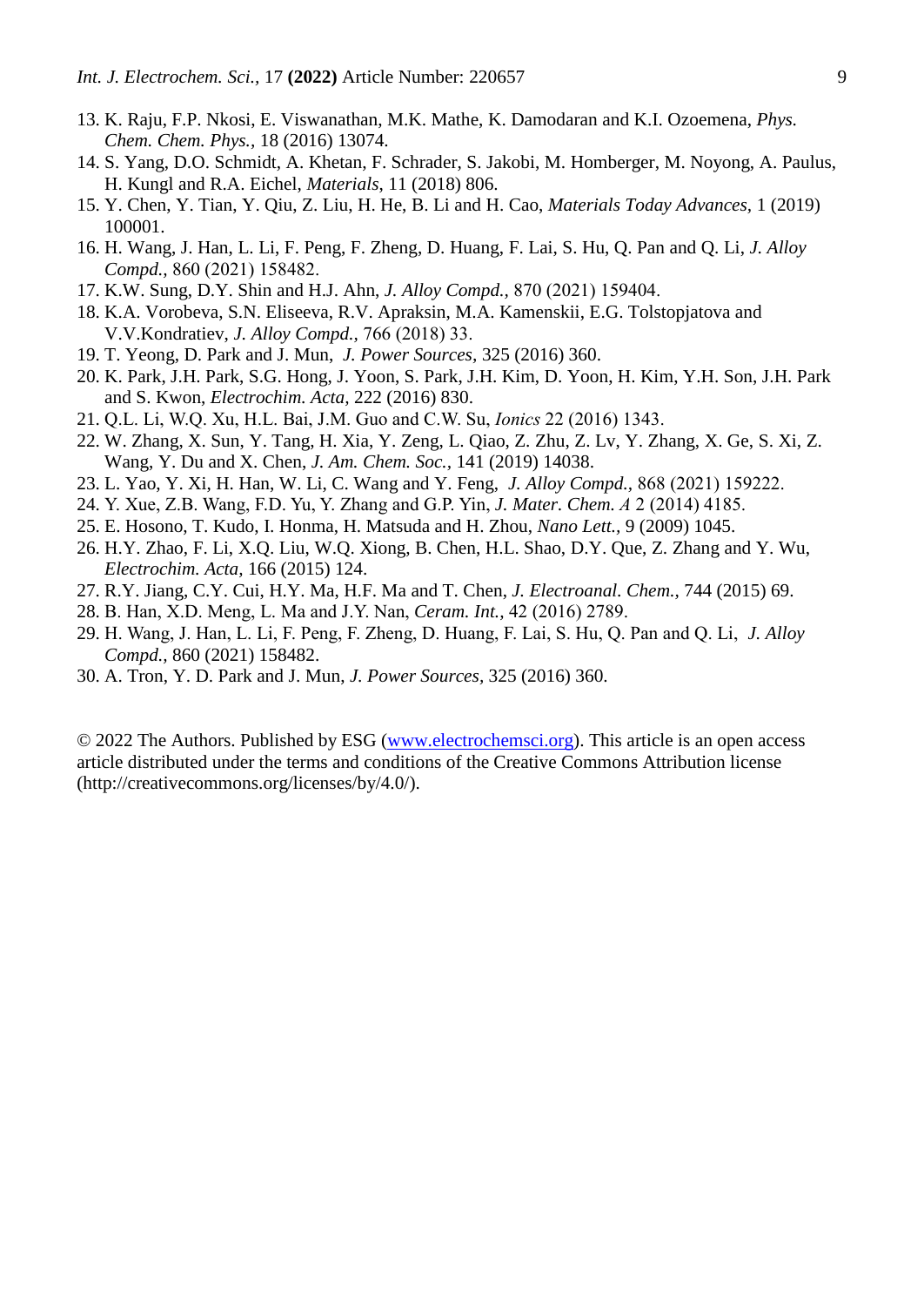13. K. Raju, F.P. Nkosi, E. Viswanathan, M.K. Mathe, K. Damodaran and K.I. Ozoemena, *Phys. Chem. Chem. Phys.*, 18 (2016) 13074.
14. S. Yang, D.O. Schmidt, A. Khetan, F. Schrader, S. Jakobi, M. Homberger, M. Noyong, A. Paulus, H. Kungl and R.A. Eichel, *Materials*, 11 (2018) 806.
15. Y. Chen, Y. Tian, Y. Qiu, Z. Liu, H. He, B. Li and H. Cao, *Materials Today Advances,* 1 (2019) 100001.
16. H. Wang, J. Han, L. Li, F. Peng, F. Zheng, D. Huang, F. Lai, S. Hu, Q. Pan and Q. Li, *J. Alloy Compd.,* 860 (2021) 158482.
17. K.W. Sung, D.Y. Shin and H.J. Ahn, *J. Alloy Compd.,* 870 (2021) 159404.
18. K.A. Vorobeva, S.N. Eliseeva, R.V. Apraksin, M.A. Kamenskii, E.G. Tolstopjatova and V.V.Kondratiev, *J. Alloy Compd.,* 766 (2018) 33.
19. T. Yeong, D. Park and J. Mun, *J. Power Sources,* 325 (2016) 360.
20. K. Park, J.H. Park, S.G. Hong, J. Yoon, S. Park, J.H. Kim, D. Yoon, H. Kim, Y.H. Son, J.H. Park and S. Kwon, *Electrochim. Acta,* 222 (2016) 830.
21. Q.L. Li, W.Q. Xu, H.L. Bai, J.M. Guo and C.W. Su, *Ionics* 22 (2016) 1343.
22. W. Zhang, X. Sun, Y. Tang, H. Xia, Y. Zeng, L. Qiao, Z. Zhu, Z. Lv, Y. Zhang, X. Ge, S. Xi, Z. Wang, Y. Du and X. Chen, *J. Am. Chem. Soc.,* 141 (2019) 14038.
23. L. Yao, Y. Xi, H. Han, W. Li, C. Wang and Y. Feng, *J. Alloy Compd.,* 868 (2021) 159222.
24. Y. Xue, Z.B. Wang, F.D. Yu, Y. Zhang and G.P. Yin, *J. Mater. Chem. A* 2 (2014) 4185.
25. E. Hosono, T. Kudo, I. Honma, H. Matsuda and H. Zhou, *Nano Lett.,* 9 (2009) 1045.
26. H.Y. Zhao, F. Li, X.Q. Liu, W.Q. Xiong, B. Chen, H.L. Shao, D.Y. Que, Z. Zhang and Y. Wu, *Electrochim. Acta,* 166 (2015) 124.
27. R.Y. Jiang, C.Y. Cui, H.Y. Ma, H.F. Ma and T. Chen, *J. Electroanal. Chem.,* 744 (2015) 69.
28. B. Han, X.D. Meng, L. Ma and J.Y. Nan, *Ceram. Int.,* 42 (2016) 2789.
29. H. Wang, J. Han, L. Li, F. Peng, F. Zheng, D. Huang, F. Lai, S. Hu, Q. Pan and Q. Li, *J. Alloy Compd.,* 860 (2021) 158482.
30. A. Tron, Y. D. Park and J. Mun, *J. Power Sources,* 325 (2016) 360.

© 2022 The Authors. Published by ESG (www.electrochemsci.org). This article is an open access article distributed under the terms and conditions of the Creative Commons Attribution license (http://creativecommons.org/licenses/by/4.0/).